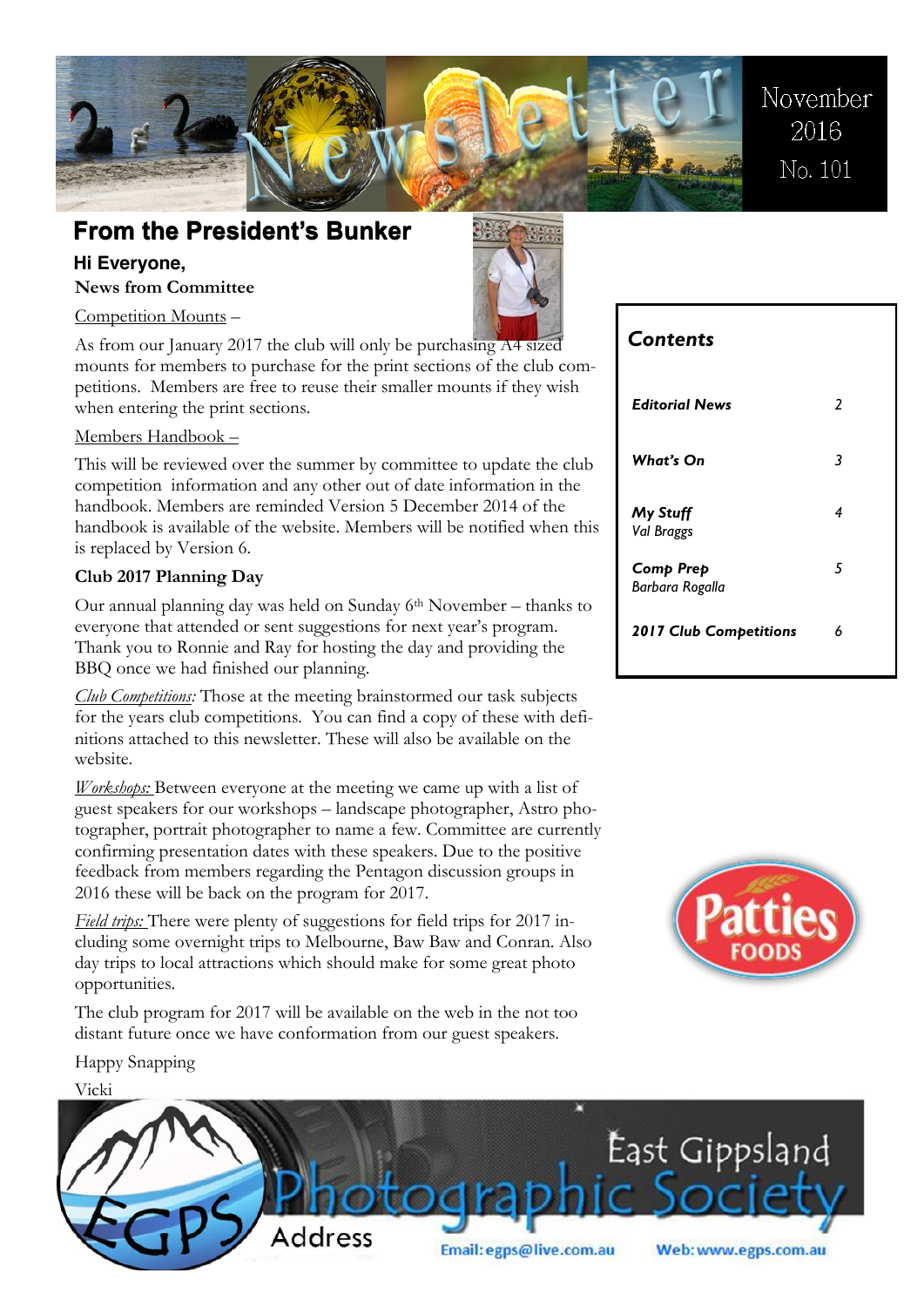Newsletter

November 2016

No. 101

## From the President's Bunker

**Hi Everyone,**

**News from Committee**

Competition Mounts –

As from our January 2017 the club will only be purchasing A4 sized mounts for members to purchase for the print sections of the club competitions. Members are free to reuse their smaller mounts if they wish when entering the print sections.

Members Handbook –

This will be reviewed over the summer by committee to update the club competition information and any other out of date information in the handbook. Members are reminded Version 5 December 2014 of the handbook is available of the website. Members will be notified when this is replaced by Version 6.

**Club 2017 Planning Day**

Our annual planning day was held on Sunday 6th November – thanks to everyone that attended or sent suggestions for next year's program. Thank you to Ronnie and Ray for hosting the day and providing the BBQ once we had finished our planning.

*Club Competitions:* Those at the meeting brainstormed our task subjects for the years club competitions. You can find a copy of these with definitions attached to this newsletter. These will also be available on the website.

*Workshops:* Between everyone at the meeting we came up with a list of guest speakers for our workshops – landscape photographer, Astro photographer, portrait photographer to name a few. Committee are currently confirming presentation dates with these speakers. Due to the positive feedback from members regarding the Pentagon discussion groups in 2016 these will be back on the program for 2017.

*Field trips:* There were plenty of suggestions for field trips for 2017 including some overnight trips to Melbourne, Baw Baw and Conran. Also day trips to local attractions which should make for some great photo opportunities.

The club program for 2017 will be available on the web in the not too distant future once we have conformation from our guest speakers.

Happy Snapping

Vicki

### Contents

| | |
|---|---|
| ***Editorial News*** | 2 |
| ***What's On*** | 3 |
| ***My Stuff*** *Val Braggs* | 4 |
| ***Comp Prep*** *Barbara Rogalla* | 5 |
| ***2017 Club Competitions*** | 6 |

Patties FOODS

East Gippsland Photographic Society

Address

Email: egps@live.com.au

Web: www.egps.com.au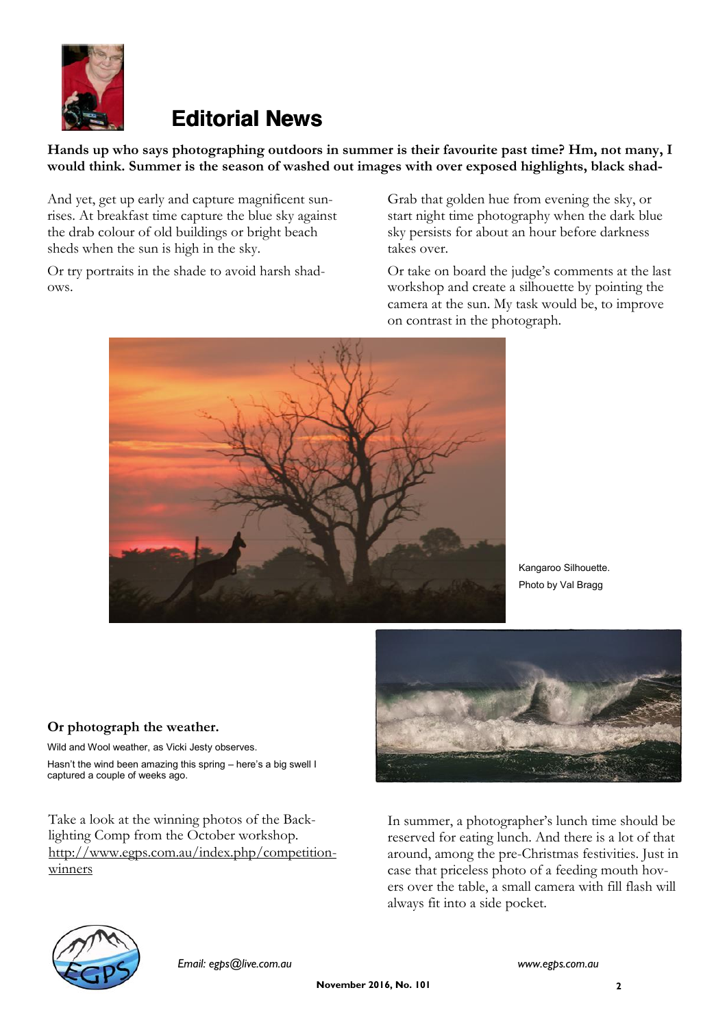# Editorial News

**Hands up who says photographing outdoors in summer is their favourite past time? Hm, not many, I would think. Summer is the season of washed out images with over exposed highlights, black shad-**

And yet, get up early and capture magnificent sunrises. At breakfast time capture the blue sky against the drab colour of old buildings or bright beach sheds when the sun is high in the sky.

Or try portraits in the shade to avoid harsh shadows.

Grab that golden hue from evening the sky, or start night time photography when the dark blue sky persists for about an hour before darkness takes over.

Or take on board the judge's comments at the last workshop and create a silhouette by pointing the camera at the sun. My task would be, to improve on contrast in the photograph.

Kangaroo Silhouette.
Photo by Val Bragg

**Or photograph the weather.**

Wild and Wool weather, as Vicki Jesty observes.

Hasn't the wind been amazing this spring – here's a big swell I captured a couple of weeks ago.

Take a look at the winning photos of the Backlighting Comp from the October workshop. http://www.egps.com.au/index.php/competition-winners

In summer, a photographer's lunch time should be reserved for eating lunch. And there is a lot of that around, among the pre-Christmas festivities. Just in case that priceless photo of a feeding mouth hovers over the table, a small camera with fill flash will always fit into a side pocket.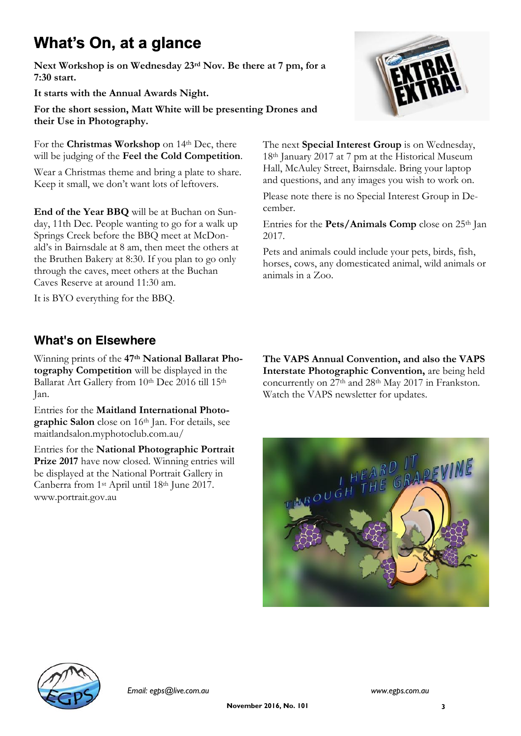# What's On, at a glance

**Next Workshop is on Wednesday 23rd Nov. Be there at 7 pm, for a 7:30 start.**

**It starts with the Annual Awards Night.**

**For the short session, Matt White will be presenting Drones and their Use in Photography.**

For the **Christmas Workshop** on 14th Dec, there will be judging of the **Feel the Cold Competition**.

Wear a Christmas theme and bring a plate to share. Keep it small, we don't want lots of leftovers.

**End of the Year BBQ** will be at Buchan on Sunday, 11th Dec. People wanting to go for a walk up Springs Creek before the BBQ meet at McDonald's in Bairnsdale at 8 am, then meet the others at the Bruthen Bakery at 8:30. If you plan to go only through the caves, meet others at the Buchan Caves Reserve at around 11:30 am.

It is BYO everything for the BBQ.

The next **Special Interest Group** is on Wednesday, 18th January 2017 at 7 pm at the Historical Museum Hall, McAuley Street, Bairnsdale. Bring your laptop and questions, and any images you wish to work on.

Please note there is no Special Interest Group in December.

Entries for the **Pets/Animals Comp** close on 25th Jan 2017.

Pets and animals could include your pets, birds, fish, horses, cows, any domesticated animal, wild animals or animals in a Zoo.

## What's on Elsewhere

Winning prints of the **47th National Ballarat Photography Competition** will be displayed in the Ballarat Art Gallery from 10th Dec 2016 till 15th Jan.

Entries for the **Maitland International Photographic Salon** close on 16th Jan. For details, see maitlandsalon.myphotoclub.com.au/

Entries for the **National Photographic Portrait Prize 2017** have now closed. Winning entries will be displayed at the National Portrait Gallery in Canberra from 1st April until 18th June 2017. www.portrait.gov.au

**The VAPS Annual Convention, and also the VAPS Interstate Photographic Convention,** are being held concurrently on 27th and 28th May 2017 in Frankston. Watch the VAPS newsletter for updates.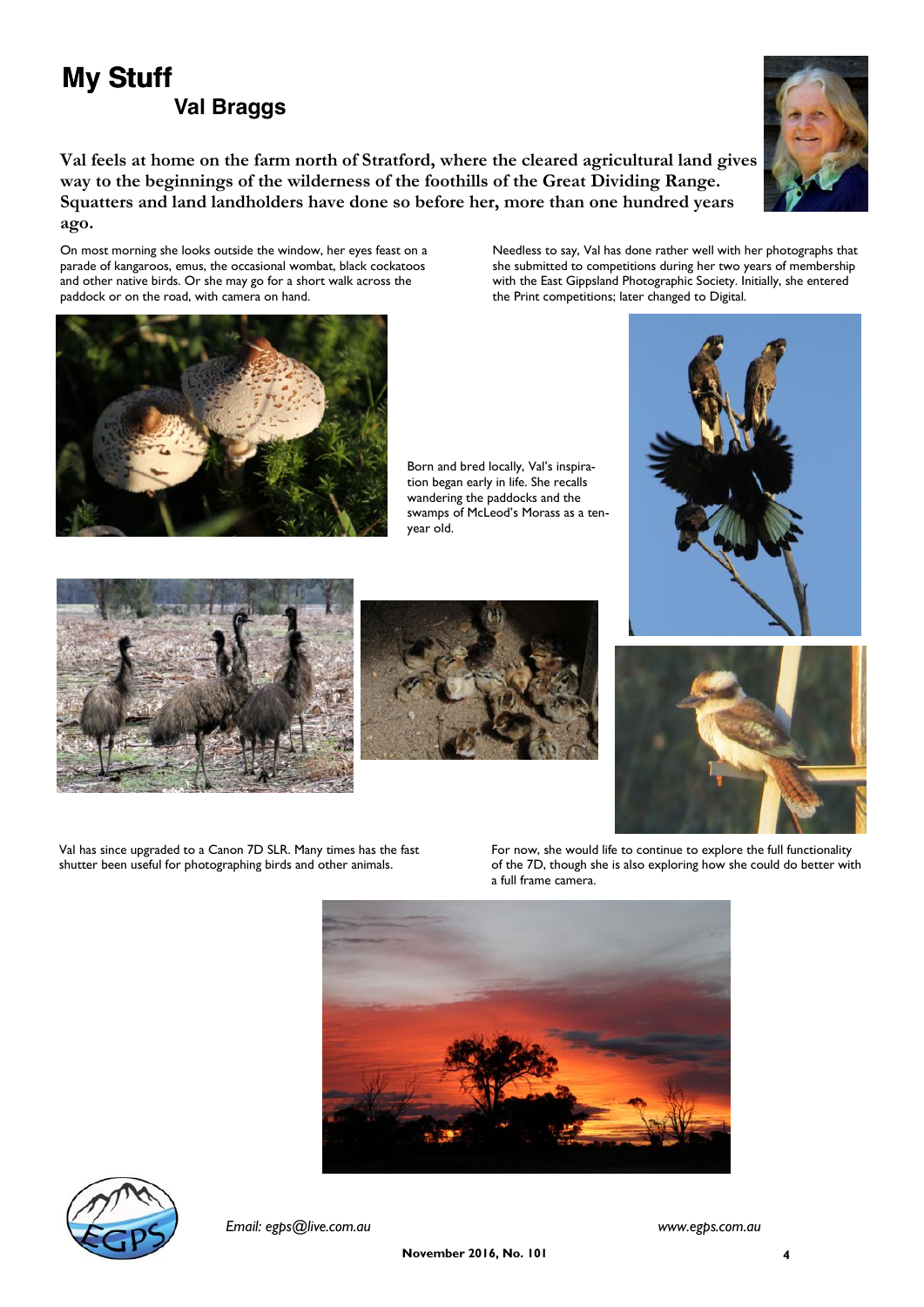# My Stuff

## Val Braggs

**Val feels at home on the farm north of Stratford, where the cleared agricultural land gives way to the beginnings of the wilderness of the foothills of the Great Dividing Range. Squatters and land landholders have done so before her, more than one hundred years ago.**

On most morning she looks outside the window, her eyes feast on a parade of kangaroos, emus, the occasional wombat, black cockatoos and other native birds. Or she may go for a short walk across the paddock or on the road, with camera on hand.

Needless to say, Val has done rather well with her photographs that she submitted to competitions during her two years of membership with the East Gippsland Photographic Society. Initially, she entered the Print competitions; later changed to Digital.

Born and bred locally, Val's inspiration began early in life. She recalls wandering the paddocks and the swamps of McLeod's Morass as a ten-year old.

Val has since upgraded to a Canon 7D SLR. Many times has the fast shutter been useful for photographing birds and other animals.

For now, she would life to continue to explore the full functionality of the 7D, though she is also exploring how she could do better with a full frame camera.

*Email: egps@live.com.au* *www.egps.com.au*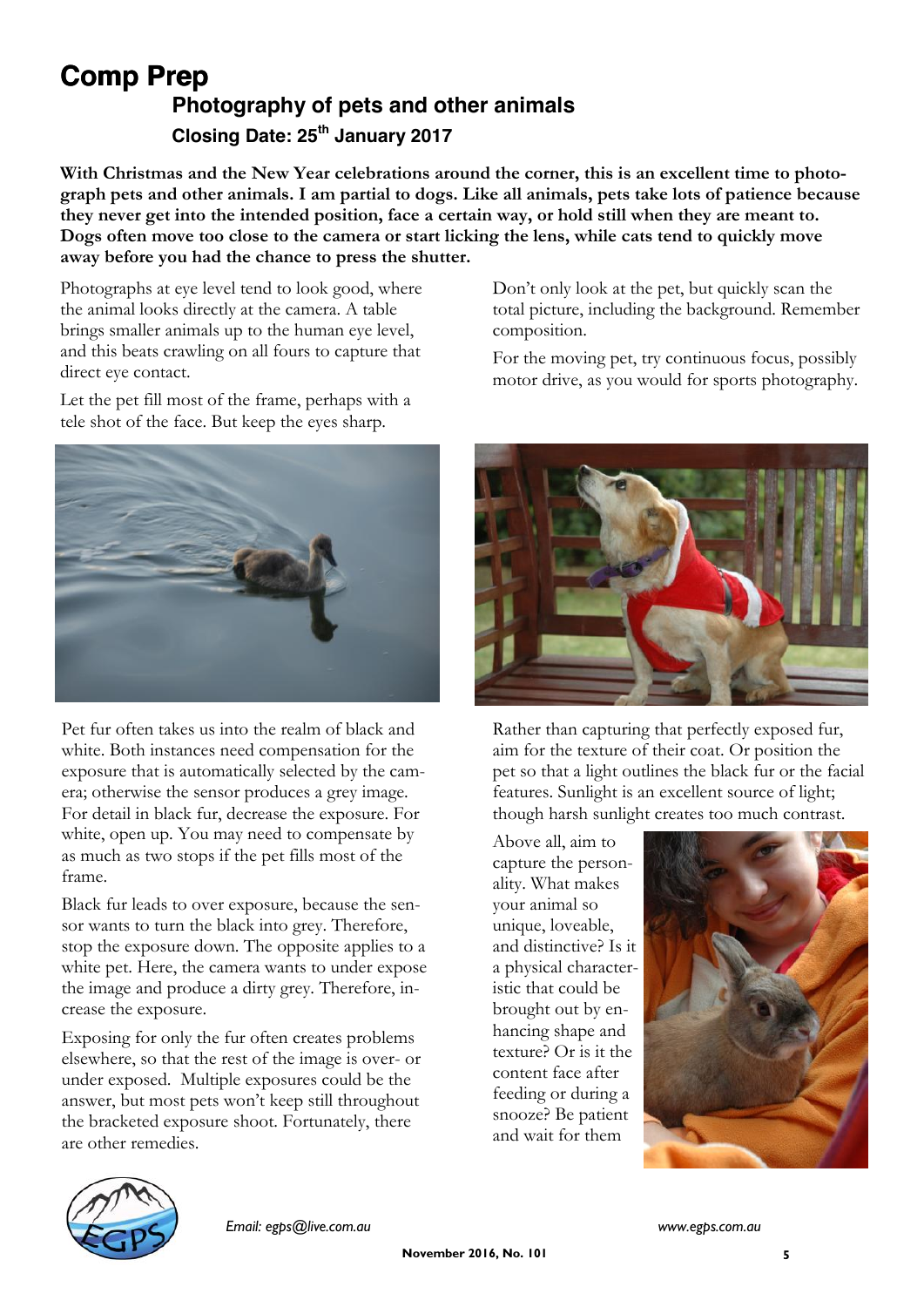# Comp Prep

## Photography of pets and other animals

### Closing Date: 25th January 2017

**With Christmas and the New Year celebrations around the corner, this is an excellent time to photograph pets and other animals. I am partial to dogs. Like all animals, pets take lots of patience because they never get into the intended position, face a certain way, or hold still when they are meant to. Dogs often move too close to the camera or start licking the lens, while cats tend to quickly move away before you had the chance to press the shutter.**

Photographs at eye level tend to look good, where the animal looks directly at the camera. A table brings smaller animals up to the human eye level, and this beats crawling on all fours to capture that direct eye contact.

Let the pet fill most of the frame, perhaps with a tele shot of the face. But keep the eyes sharp.

Don't only look at the pet, but quickly scan the total picture, including the background. Remember composition.

For the moving pet, try continuous focus, possibly motor drive, as you would for sports photography.

Pet fur often takes us into the realm of black and white. Both instances need compensation for the exposure that is automatically selected by the camera; otherwise the sensor produces a grey image. For detail in black fur, decrease the exposure. For white, open up. You may need to compensate by as much as two stops if the pet fills most of the frame.

Black fur leads to over exposure, because the sensor wants to turn the black into grey. Therefore, stop the exposure down. The opposite applies to a white pet. Here, the camera wants to under expose the image and produce a dirty grey. Therefore, increase the exposure.

Exposing for only the fur often creates problems elsewhere, so that the rest of the image is over- or under exposed. Multiple exposures could be the answer, but most pets won't keep still throughout the bracketed exposure shoot. Fortunately, there are other remedies.

Rather than capturing that perfectly exposed fur, aim for the texture of their coat. Or position the pet so that a light outlines the black fur or the facial features. Sunlight is an excellent source of light; though harsh sunlight creates too much contrast.

Above all, aim to capture the personality. What makes your animal so unique, loveable, and distinctive? Is it a physical characteristic that could be brought out by enhancing shape and texture? Or is it the content face after feeding or during a snooze? Be patient and wait for them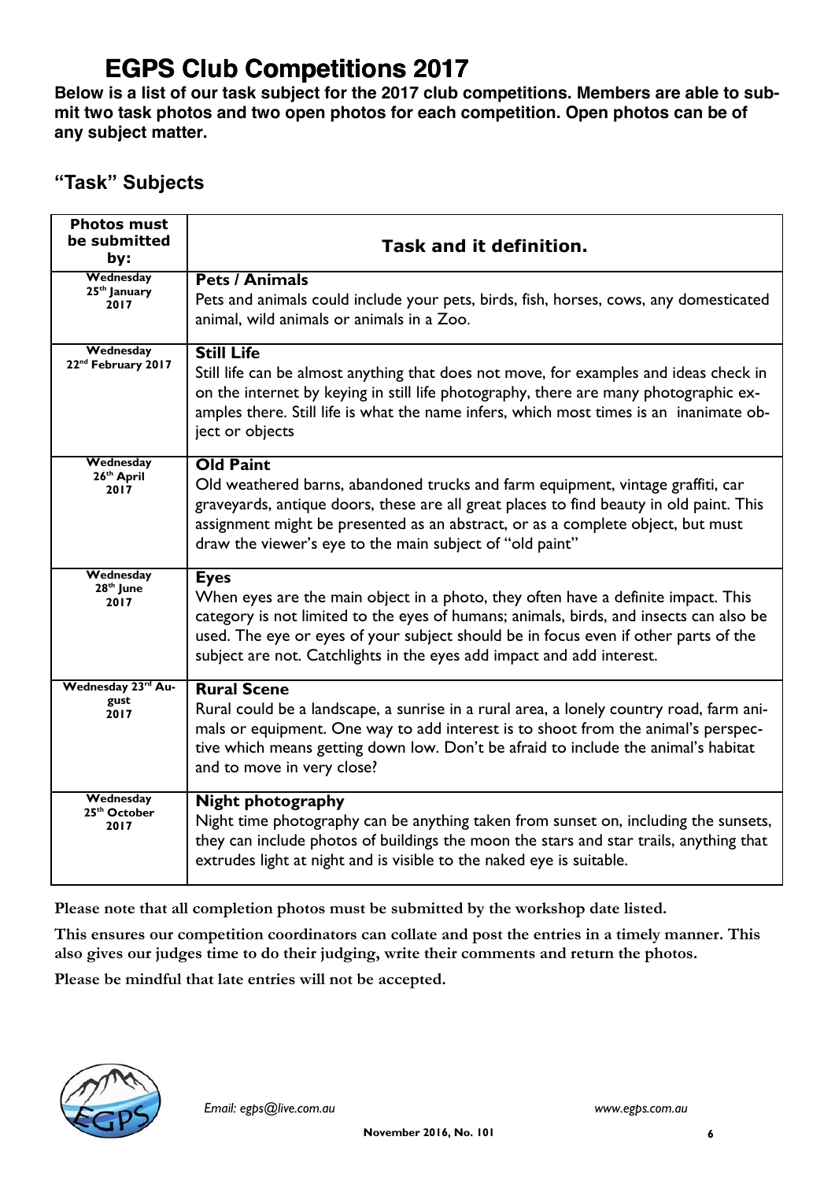# EGPS Club Competitions 2017

**Below is a list of our task subject for the 2017 club competitions. Members are able to submit two task photos and two open photos for each competition. Open photos can be of any subject matter.**

## "Task" Subjects

| Photos must be submitted by: | Task and it definition. |
|---|---|
| Wednesday 25th January 2017 | **Pets / Animals**<br>Pets and animals could include your pets, birds, fish, horses, cows, any domesticated animal, wild animals or animals in a Zoo. |
| Wednesday 22nd February 2017 | **Still Life**<br>Still life can be almost anything that does not move, for examples and ideas check in on the internet by keying in still life photography, there are many photographic examples there. Still life is what the name infers, which most times is an inanimate object or objects |
| Wednesday 26th April 2017 | **Old Paint**<br>Old weathered barns, abandoned trucks and farm equipment, vintage graffiti, car graveyards, antique doors, these are all great places to find beauty in old paint. This assignment might be presented as an abstract, or as a complete object, but must draw the viewer's eye to the main subject of "old paint" |
| Wednesday 28th June 2017 | **Eyes**<br>When eyes are the main object in a photo, they often have a definite impact. This category is not limited to the eyes of humans; animals, birds, and insects can also be used. The eye or eyes of your subject should be in focus even if other parts of the subject are not. Catchlights in the eyes add impact and add interest. |
| Wednesday 23rd August 2017 | **Rural Scene**<br>Rural could be a landscape, a sunrise in a rural area, a lonely country road, farm animals or equipment. One way to add interest is to shoot from the animal's perspective which means getting down low. Don't be afraid to include the animal's habitat and to move in very close? |
| Wednesday 25th October 2017 | **Night photography**<br>Night time photography can be anything taken from sunset on, including the sunsets, they can include photos of buildings the moon the stars and star trails, anything that extrudes light at night and is visible to the naked eye is suitable. |

**Please note that all completion photos must be submitted by the workshop date listed.**

**This ensures our competition coordinators can collate and post the entries in a timely manner. This also gives our judges time to do their judging, write their comments and return the photos.**

**Please be mindful that late entries will not be accepted.**

*Email: egps@live.com.au* *www.egps.com.au*